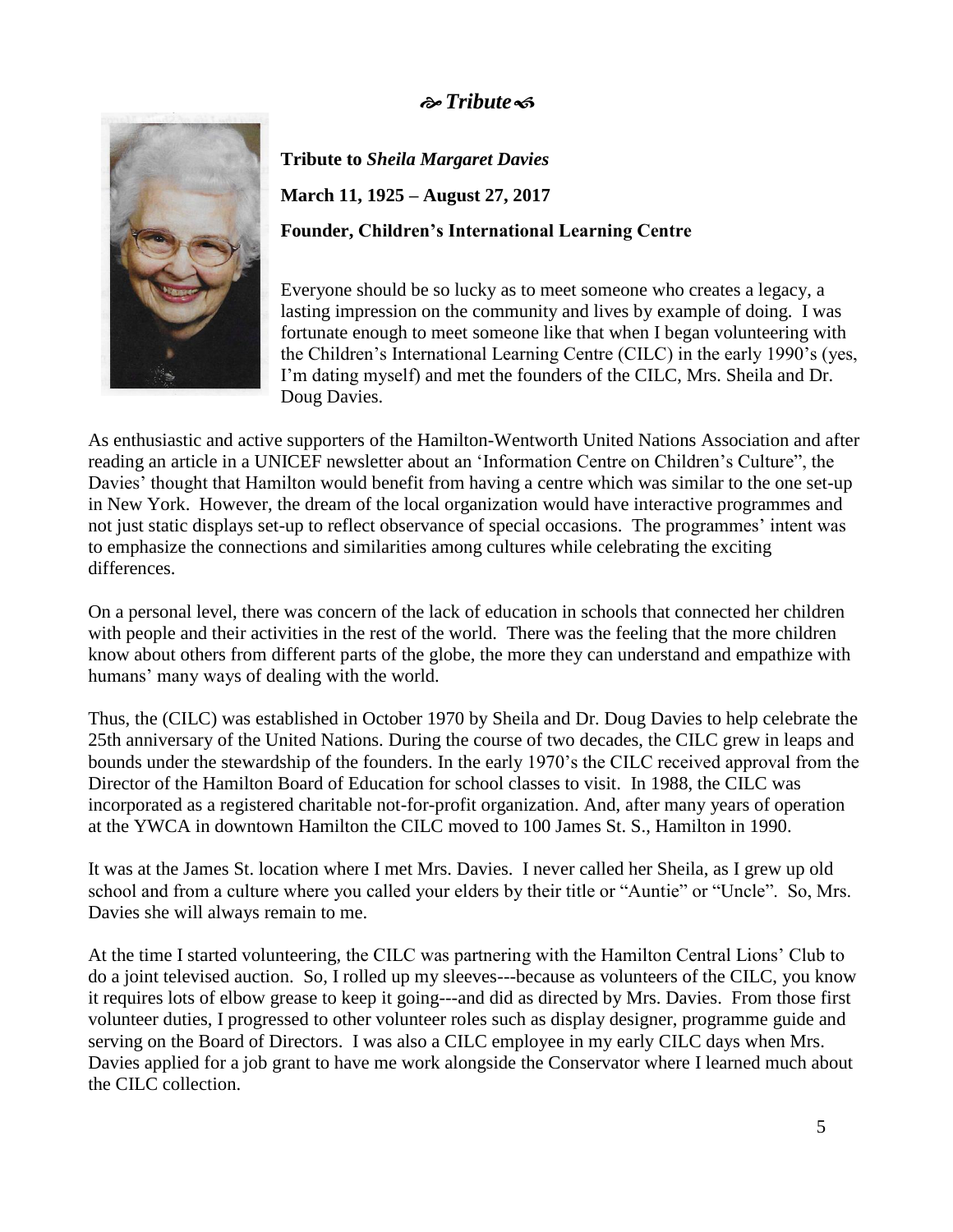# *Tribute*

**Tribute to *Sheila Margaret Davies***

**March 11, 1925 – August 27, 2017**

**Founder, Children's International Learning Centre**

Everyone should be so lucky as to meet someone who creates a legacy, a lasting impression on the community and lives by example of doing. I was fortunate enough to meet someone like that when I began volunteering with the Children's International Learning Centre (CILC) in the early 1990's (yes, I'm dating myself) and met the founders of the CILC, Mrs. Sheila and Dr. Doug Davies.

As enthusiastic and active supporters of the Hamilton-Wentworth United Nations Association and after reading an article in a UNICEF newsletter about an 'Information Centre on Children's Culture", the Davies' thought that Hamilton would benefit from having a centre which was similar to the one set-up in New York. However, the dream of the local organization would have interactive programmes and not just static displays set-up to reflect observance of special occasions. The programmes' intent was to emphasize the connections and similarities among cultures while celebrating the exciting differences.

On a personal level, there was concern of the lack of education in schools that connected her children with people and their activities in the rest of the world. There was the feeling that the more children know about others from different parts of the globe, the more they can understand and empathize with humans' many ways of dealing with the world.

Thus, the (CILC) was established in October 1970 by Sheila and Dr. Doug Davies to help celebrate the 25th anniversary of the United Nations. During the course of two decades, the CILC grew in leaps and bounds under the stewardship of the founders. In the early 1970's the CILC received approval from the Director of the Hamilton Board of Education for school classes to visit. In 1988, the CILC was incorporated as a registered charitable not-for-profit organization. And, after many years of operation at the YWCA in downtown Hamilton the CILC moved to 100 James St. S., Hamilton in 1990.

It was at the James St. location where I met Mrs. Davies. I never called her Sheila, as I grew up old school and from a culture where you called your elders by their title or "Auntie" or "Uncle". So, Mrs. Davies she will always remain to me.

At the time I started volunteering, the CILC was partnering with the Hamilton Central Lions' Club to do a joint televised auction. So, I rolled up my sleeves---because as volunteers of the CILC, you know it requires lots of elbow grease to keep it going---and did as directed by Mrs. Davies. From those first volunteer duties, I progressed to other volunteer roles such as display designer, programme guide and serving on the Board of Directors. I was also a CILC employee in my early CILC days when Mrs. Davies applied for a job grant to have me work alongside the Conservator where I learned much about the CILC collection.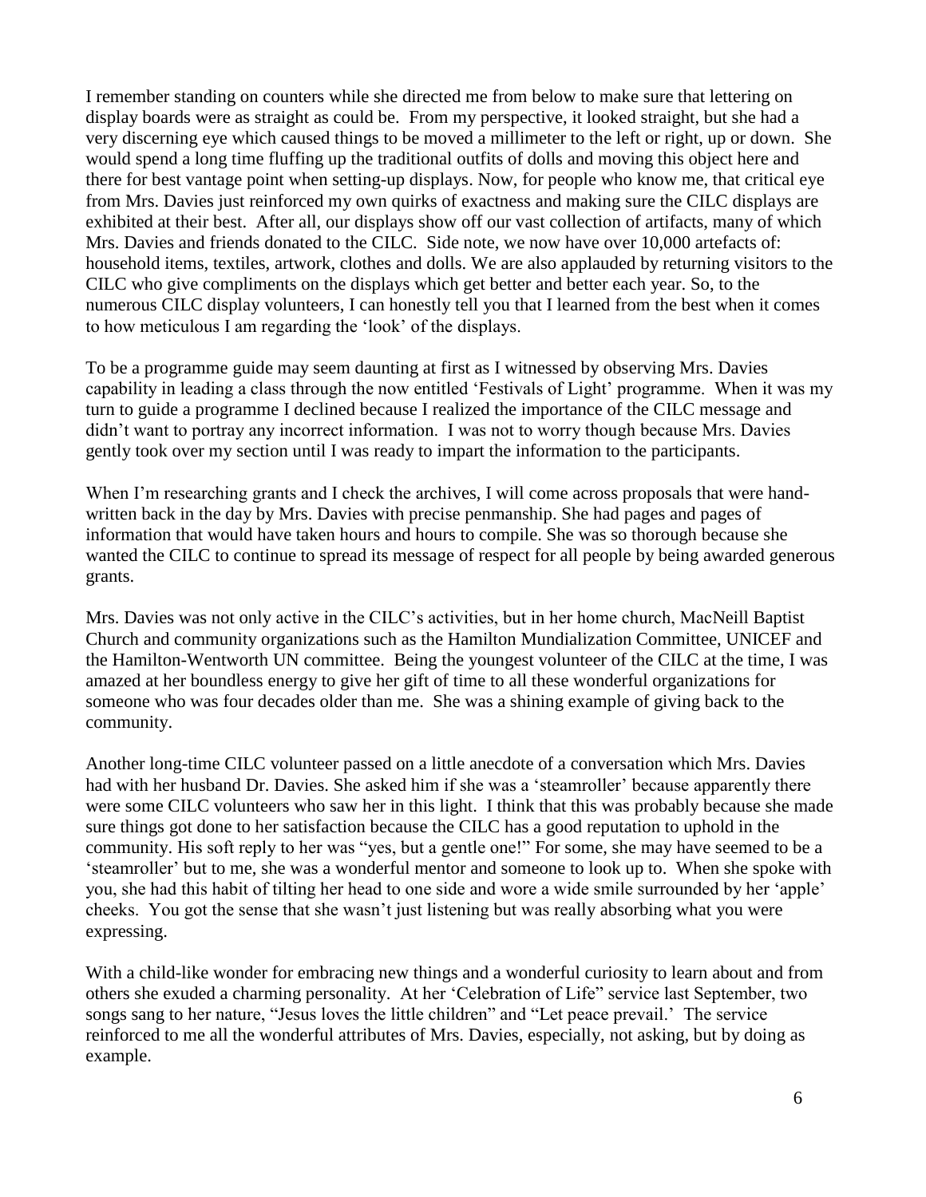I remember standing on counters while she directed me from below to make sure that lettering on display boards were as straight as could be. From my perspective, it looked straight, but she had a very discerning eye which caused things to be moved a millimeter to the left or right, up or down. She would spend a long time fluffing up the traditional outfits of dolls and moving this object here and there for best vantage point when setting-up displays. Now, for people who know me, that critical eye from Mrs. Davies just reinforced my own quirks of exactness and making sure the CILC displays are exhibited at their best. After all, our displays show off our vast collection of artifacts, many of which Mrs. Davies and friends donated to the CILC. Side note, we now have over 10,000 artefacts of: household items, textiles, artwork, clothes and dolls. We are also applauded by returning visitors to the CILC who give compliments on the displays which get better and better each year. So, to the numerous CILC display volunteers, I can honestly tell you that I learned from the best when it comes to how meticulous I am regarding the 'look' of the displays.

To be a programme guide may seem daunting at first as I witnessed by observing Mrs. Davies capability in leading a class through the now entitled 'Festivals of Light' programme. When it was my turn to guide a programme I declined because I realized the importance of the CILC message and didn't want to portray any incorrect information. I was not to worry though because Mrs. Davies gently took over my section until I was ready to impart the information to the participants.

When I'm researching grants and I check the archives, I will come across proposals that were hand-written back in the day by Mrs. Davies with precise penmanship. She had pages and pages of information that would have taken hours and hours to compile. She was so thorough because she wanted the CILC to continue to spread its message of respect for all people by being awarded generous grants.

Mrs. Davies was not only active in the CILC's activities, but in her home church, MacNeill Baptist Church and community organizations such as the Hamilton Mundialization Committee, UNICEF and the Hamilton-Wentworth UN committee. Being the youngest volunteer of the CILC at the time, I was amazed at her boundless energy to give her gift of time to all these wonderful organizations for someone who was four decades older than me. She was a shining example of giving back to the community.

Another long-time CILC volunteer passed on a little anecdote of a conversation which Mrs. Davies had with her husband Dr. Davies. She asked him if she was a 'steamroller' because apparently there were some CILC volunteers who saw her in this light. I think that this was probably because she made sure things got done to her satisfaction because the CILC has a good reputation to uphold in the community. His soft reply to her was "yes, but a gentle one!" For some, she may have seemed to be a 'steamroller' but to me, she was a wonderful mentor and someone to look up to. When she spoke with you, she had this habit of tilting her head to one side and wore a wide smile surrounded by her 'apple' cheeks. You got the sense that she wasn't just listening but was really absorbing what you were expressing.

With a child-like wonder for embracing new things and a wonderful curiosity to learn about and from others she exuded a charming personality. At her 'Celebration of Life" service last September, two songs sang to her nature, "Jesus loves the little children" and "Let peace prevail.' The service reinforced to me all the wonderful attributes of Mrs. Davies, especially, not asking, but by doing as example.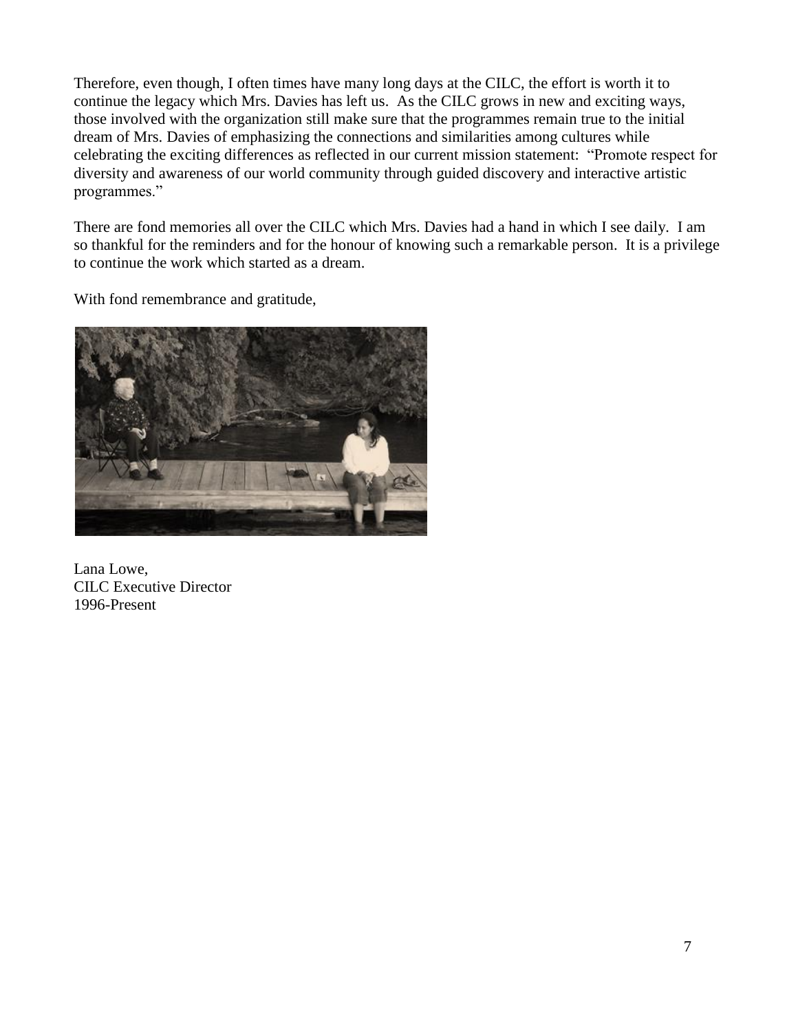Therefore, even though, I often times have many long days at the CILC, the effort is worth it to continue the legacy which Mrs. Davies has left us. As the CILC grows in new and exciting ways, those involved with the organization still make sure that the programmes remain true to the initial dream of Mrs. Davies of emphasizing the connections and similarities among cultures while celebrating the exciting differences as reflected in our current mission statement: "Promote respect for diversity and awareness of our world community through guided discovery and interactive artistic programmes."

There are fond memories all over the CILC which Mrs. Davies had a hand in which I see daily. I am so thankful for the reminders and for the honour of knowing such a remarkable person. It is a privilege to continue the work which started as a dream.

With fond remembrance and gratitude,

Lana Lowe,
CILC Executive Director
1996-Present